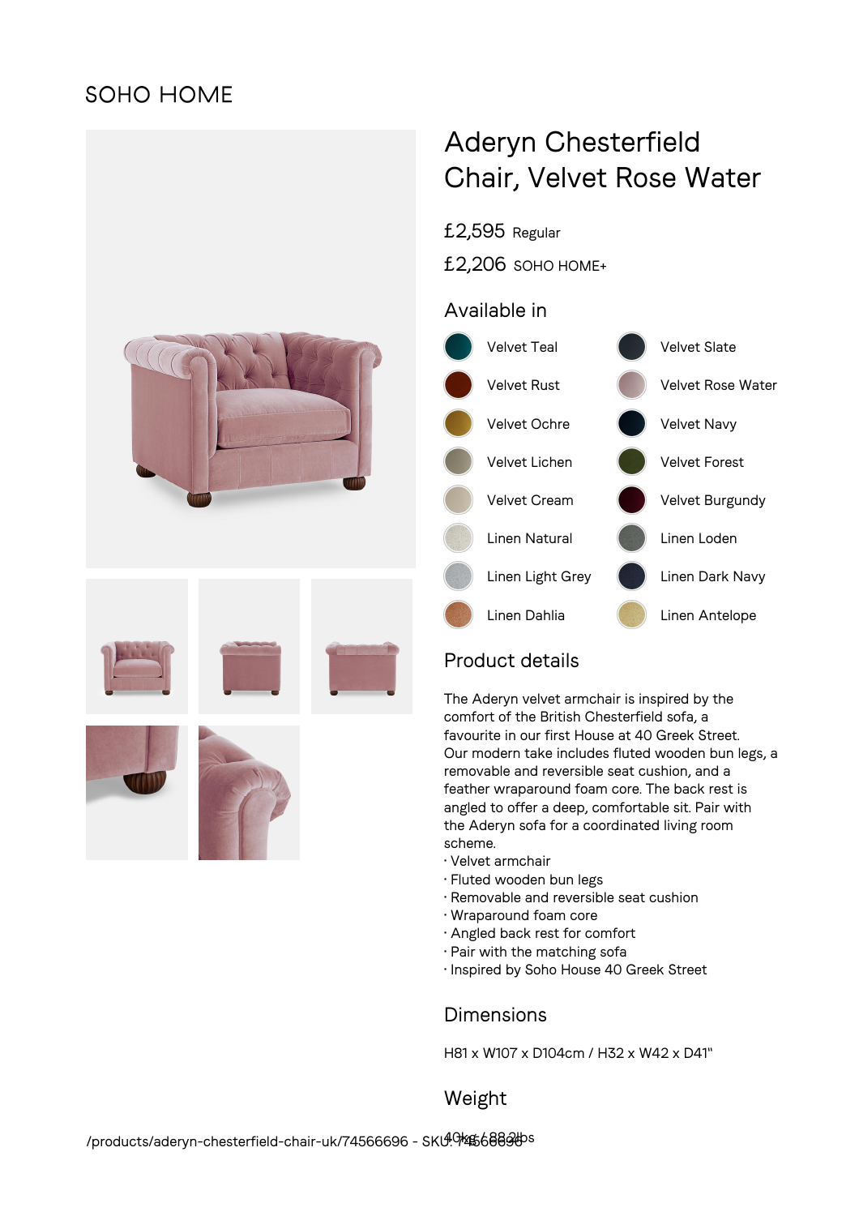SOHO HOME

# Aderyn Chesterfield Chair, Velvet Rose Water

£2,595 Regular

£2,206 SOHO HOME+

## Available in

- Velvet Teal
- Velvet Slate
- Velvet Rust
- Velvet Rose Water
- Velvet Ochre
- Velvet Navy
- Velvet Lichen
- Velvet Forest
- Velvet Cream
- Velvet Burgundy
- Linen Natural
- Linen Loden
- Linen Light Grey
- Linen Dark Navy
- Linen Dahlia
- Linen Antelope

## Product details

The Aderyn velvet armchair is inspired by the comfort of the British Chesterfield sofa, a favourite in our first House at 40 Greek Street. Our modern take includes fluted wooden bun legs, a removable and reversible seat cushion, and a feather wraparound foam core. The back rest is angled to offer a deep, comfortable sit. Pair with the Aderyn sofa for a coordinated living room scheme.

- Velvet armchair
- Fluted wooden bun legs
- Removable and reversible seat cushion
- Wraparound foam core
- Angled back rest for comfort
- Pair with the matching sofa
- Inspired by Soho House 40 Greek Street

## Dimensions

H81 x W107 x D104cm / H32 x W42 x D41"

## Weight

40kg / 88.2lbs

/products/aderyn-chesterfield-chair-uk/74566696 - SKU: 74566696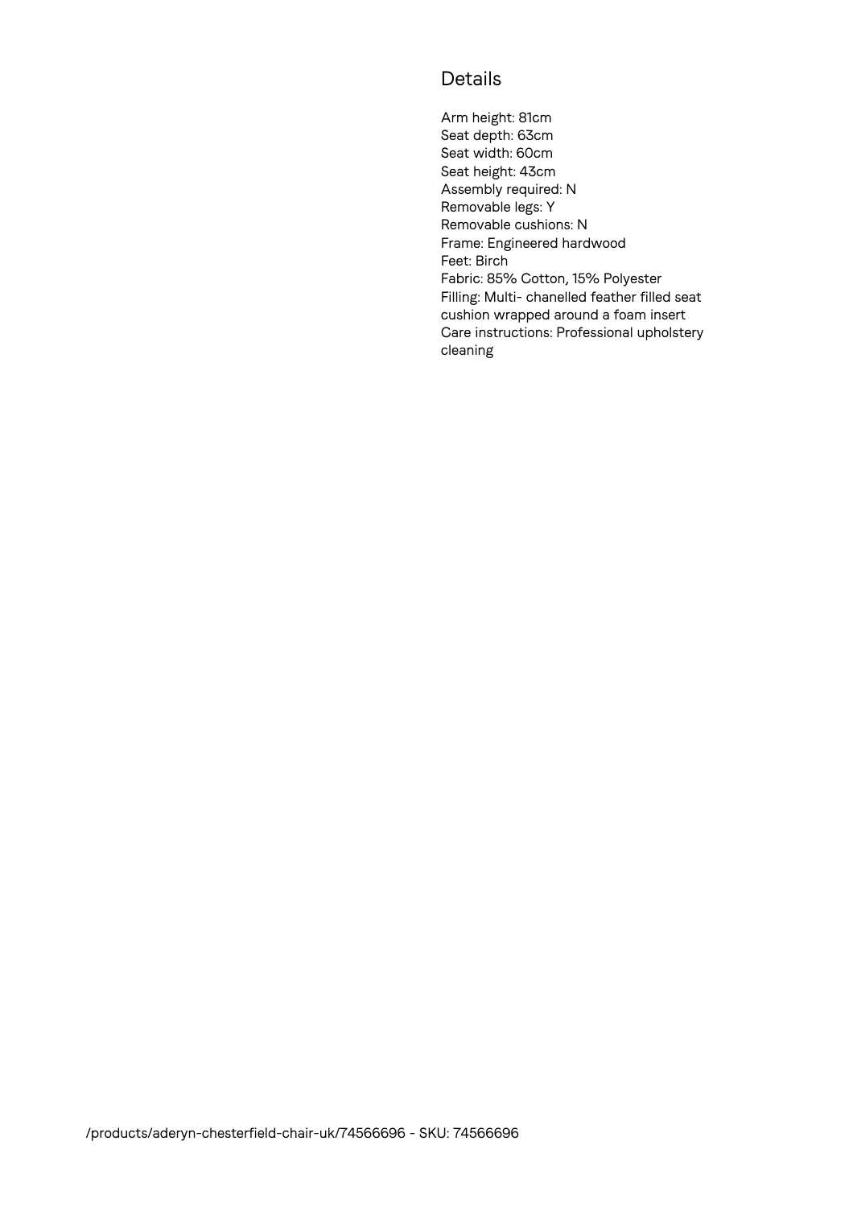## Details

Arm height: 81cm
Seat depth: 63cm
Seat width: 60cm
Seat height: 43cm
Assembly required: N
Removable legs: Y
Removable cushions: N
Frame: Engineered hardwood
Feet: Birch
Fabric: 85% Cotton, 15% Polyester
Filling: Multi- chanelled feather filled seat cushion wrapped around a foam insert
Care instructions: Professional upholstery cleaning

/products/aderyn-chesterfield-chair-uk/74566696 - SKU: 74566696